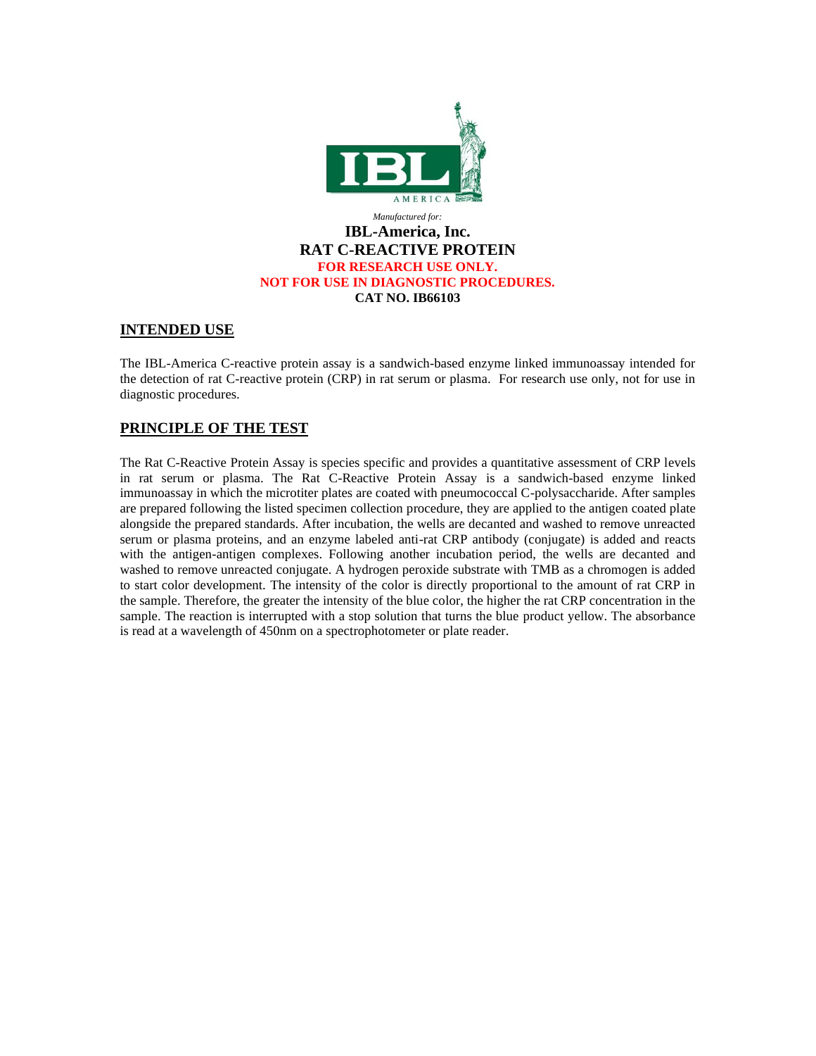*Manufactured for:*

**IBL-America, Inc.**

**RAT C-REACTIVE PROTEIN**

**FOR RESEARCH USE ONLY.**

**NOT FOR USE IN DIAGNOSTIC PROCEDURES.**

**CAT NO. IB66103**

## INTENDED USE

The IBL-America C-reactive protein assay is a sandwich-based enzyme linked immunoassay intended for the detection of rat C-reactive protein (CRP) in rat serum or plasma. For research use only, not for use in diagnostic procedures.

## PRINCIPLE OF THE TEST

The Rat C-Reactive Protein Assay is species specific and provides a quantitative assessment of CRP levels in rat serum or plasma. The Rat C-Reactive Protein Assay is a sandwich-based enzyme linked immunoassay in which the microtiter plates are coated with pneumococcal C-polysaccharide. After samples are prepared following the listed specimen collection procedure, they are applied to the antigen coated plate alongside the prepared standards. After incubation, the wells are decanted and washed to remove unreacted serum or plasma proteins, and an enzyme labeled anti-rat CRP antibody (conjugate) is added and reacts with the antigen-antigen complexes. Following another incubation period, the wells are decanted and washed to remove unreacted conjugate. A hydrogen peroxide substrate with TMB as a chromogen is added to start color development. The intensity of the color is directly proportional to the amount of rat CRP in the sample. Therefore, the greater the intensity of the blue color, the higher the rat CRP concentration in the sample. The reaction is interrupted with a stop solution that turns the blue product yellow. The absorbance is read at a wavelength of 450nm on a spectrophotometer or plate reader.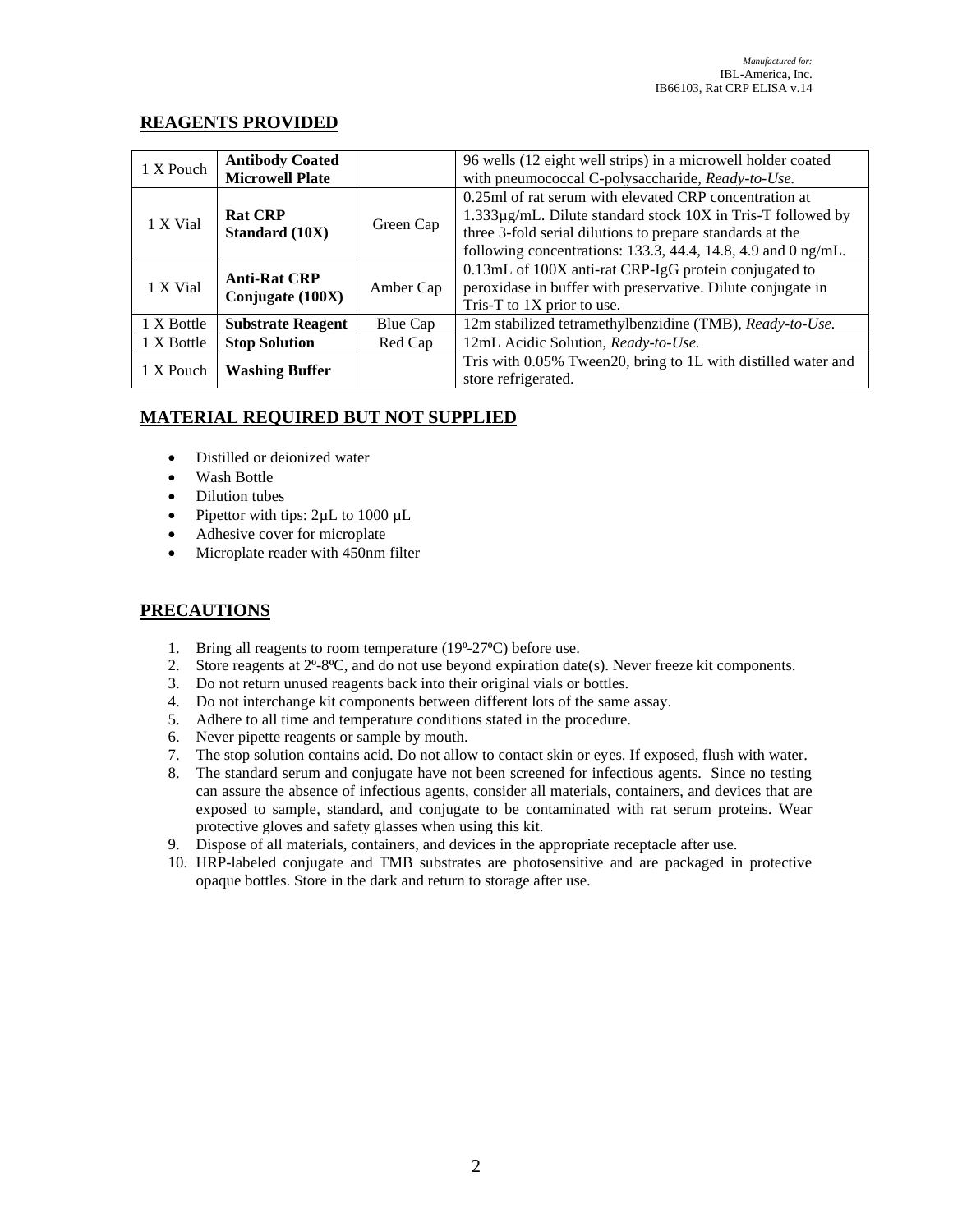## REAGENTS PROVIDED

| | | | |
|---|---|---|---|
| 1 X Pouch | **Antibody Coated Microwell Plate** | | 96 wells (12 eight well strips) in a microwell holder coated with pneumococcal C-polysaccharide, *Ready-to-Use.* |
| 1 X Vial | **Rat CRP Standard (10X)** | Green Cap | 0.25ml of rat serum with elevated CRP concentration at 1.333µg/mL. Dilute standard stock 10X in Tris-T followed by three 3-fold serial dilutions to prepare standards at the following concentrations: 133.3, 44.4, 14.8, 4.9 and 0 ng/mL. |
| 1 X Vial | **Anti-Rat CRP Conjugate (100X)** | Amber Cap | 0.13mL of 100X anti-rat CRP-IgG protein conjugated to peroxidase in buffer with preservative. Dilute conjugate in Tris-T to 1X prior to use. |
| 1 X Bottle | **Substrate Reagent** | Blue Cap | 12m stabilized tetramethylbenzidine (TMB), *Ready-to-Use.* |
| 1 X Bottle | **Stop Solution** | Red Cap | 12mL Acidic Solution, *Ready-to-Use.* |
| 1 X Pouch | **Washing Buffer** | | Tris with 0.05% Tween20, bring to 1L with distilled water and store refrigerated. |

## MATERIAL REQUIRED BUT NOT SUPPLIED

- Distilled or deionized water
- Wash Bottle
- Dilution tubes
- Pipettor with tips: 2µL to 1000 µL
- Adhesive cover for microplate
- Microplate reader with 450nm filter

## PRECAUTIONS

1. Bring all reagents to room temperature (19º-27ºC) before use.
2. Store reagents at 2º-8ºC, and do not use beyond expiration date(s). Never freeze kit components.
3. Do not return unused reagents back into their original vials or bottles.
4. Do not interchange kit components between different lots of the same assay.
5. Adhere to all time and temperature conditions stated in the procedure.
6. Never pipette reagents or sample by mouth.
7. The stop solution contains acid. Do not allow to contact skin or eyes. If exposed, flush with water.
8. The standard serum and conjugate have not been screened for infectious agents. Since no testing can assure the absence of infectious agents, consider all materials, containers, and devices that are exposed to sample, standard, and conjugate to be contaminated with rat serum proteins. Wear protective gloves and safety glasses when using this kit.
9. Dispose of all materials, containers, and devices in the appropriate receptacle after use.
10. HRP-labeled conjugate and TMB substrates are photosensitive and are packaged in protective opaque bottles. Store in the dark and return to storage after use.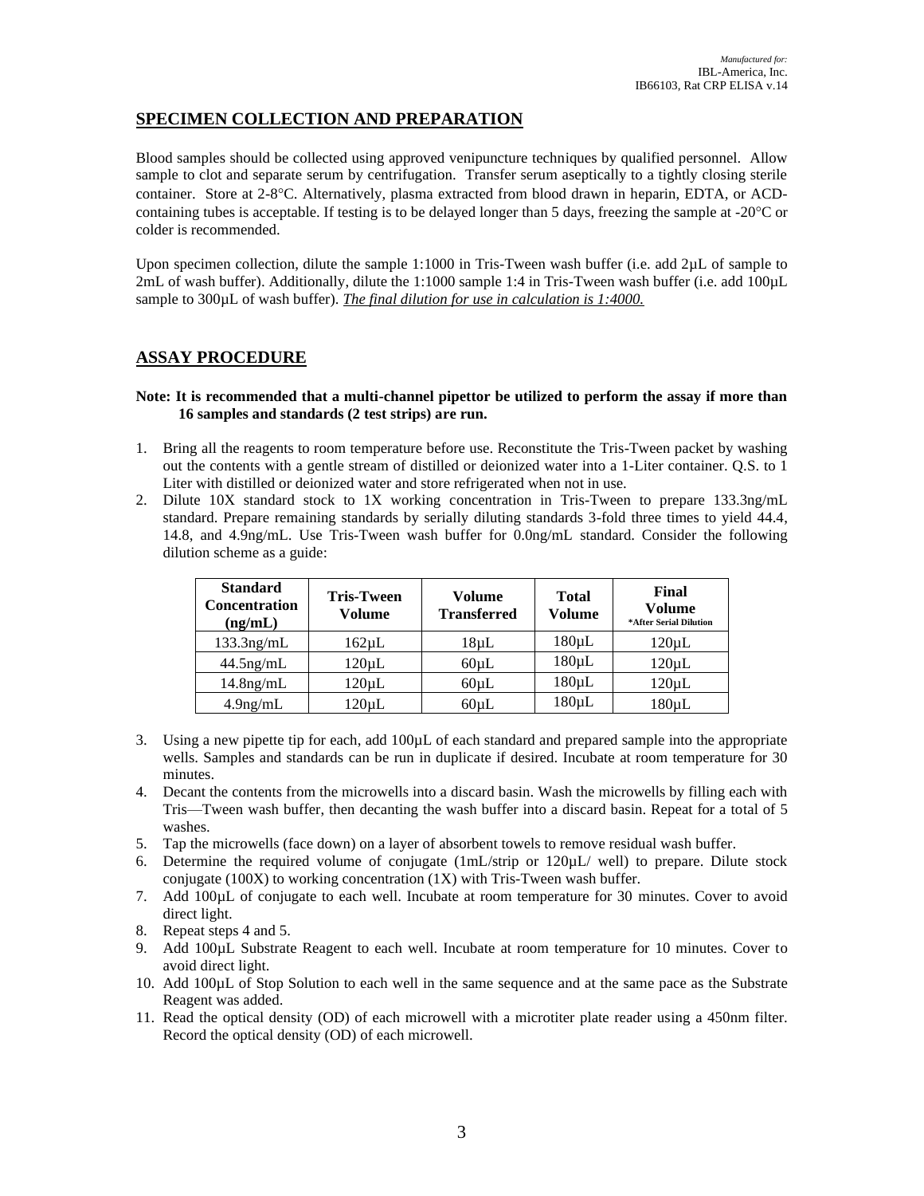## SPECIMEN COLLECTION AND PREPARATION

Blood samples should be collected using approved venipuncture techniques by qualified personnel. Allow sample to clot and separate serum by centrifugation. Transfer serum aseptically to a tightly closing sterile container. Store at 2-8°C. Alternatively, plasma extracted from blood drawn in heparin, EDTA, or ACD-containing tubes is acceptable. If testing is to be delayed longer than 5 days, freezing the sample at -20°C or colder is recommended.

Upon specimen collection, dilute the sample 1:1000 in Tris-Tween wash buffer (i.e. add 2µL of sample to 2mL of wash buffer). Additionally, dilute the 1:1000 sample 1:4 in Tris-Tween wash buffer (i.e. add 100µL sample to 300µL of wash buffer). *The final dilution for use in calculation is 1:4000.*

## ASSAY PROCEDURE

**Note: It is recommended that a multi-channel pipettor be utilized to perform the assay if more than 16 samples and standards (2 test strips) are run.**

1. Bring all the reagents to room temperature before use. Reconstitute the Tris-Tween packet by washing out the contents with a gentle stream of distilled or deionized water into a 1-Liter container. Q.S. to 1 Liter with distilled or deionized water and store refrigerated when not in use.
2. Dilute 10X standard stock to 1X working concentration in Tris-Tween to prepare 133.3ng/mL standard. Prepare remaining standards by serially diluting standards 3-fold three times to yield 44.4, 14.8, and 4.9ng/mL. Use Tris-Tween wash buffer for 0.0ng/mL standard. Consider the following dilution scheme as a guide:

| Standard Concentration (ng/mL) | Tris-Tween Volume | Volume Transferred | Total Volume | Final Volume *After Serial Dilution |
|---|---|---|---|---|
| 133.3ng/mL | 162µL | 18µL | 180µL | 120µL |
| 44.5ng/mL | 120µL | 60µL | 180µL | 120µL |
| 14.8ng/mL | 120µL | 60µL | 180µL | 120µL |
| 4.9ng/mL | 120µL | 60µL | 180µL | 180µL |

3. Using a new pipette tip for each, add 100µL of each standard and prepared sample into the appropriate wells. Samples and standards can be run in duplicate if desired. Incubate at room temperature for 30 minutes.
4. Decant the contents from the microwells into a discard basin. Wash the microwells by filling each with Tris—Tween wash buffer, then decanting the wash buffer into a discard basin. Repeat for a total of 5 washes.
5. Tap the microwells (face down) on a layer of absorbent towels to remove residual wash buffer.
6. Determine the required volume of conjugate (1mL/strip or 120µL/ well) to prepare. Dilute stock conjugate (100X) to working concentration (1X) with Tris-Tween wash buffer.
7. Add 100µL of conjugate to each well. Incubate at room temperature for 30 minutes. Cover to avoid direct light.
8. Repeat steps 4 and 5.
9. Add 100µL Substrate Reagent to each well. Incubate at room temperature for 10 minutes. Cover to avoid direct light.
10. Add 100µL of Stop Solution to each well in the same sequence and at the same pace as the Substrate Reagent was added.
11. Read the optical density (OD) of each microwell with a microtiter plate reader using a 450nm filter. Record the optical density (OD) of each microwell.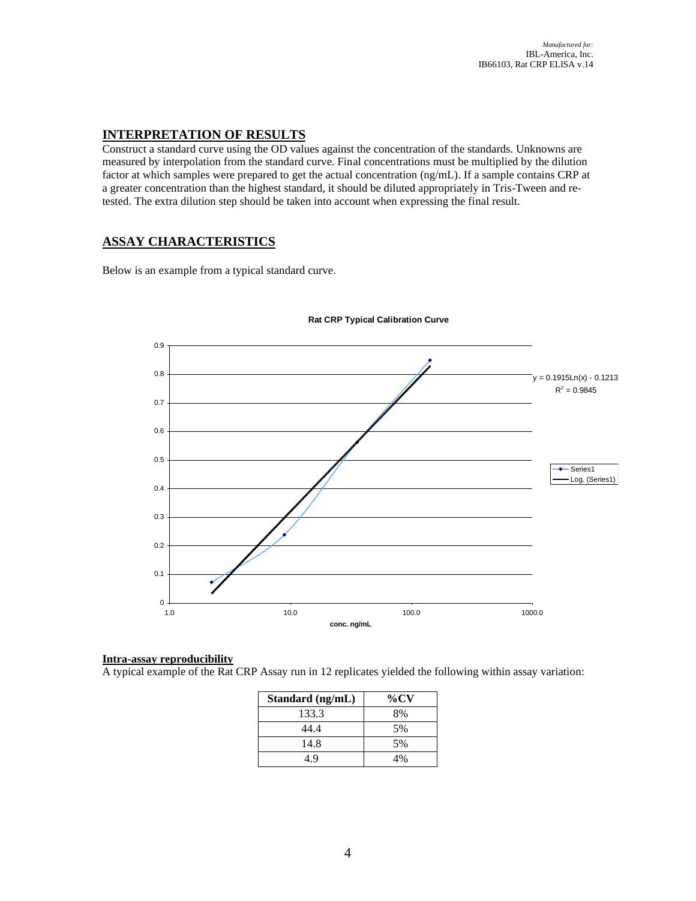## INTERPRETATION OF RESULTS

Construct a standard curve using the OD values against the concentration of the standards. Unknowns are measured by interpolation from the standard curve. Final concentrations must be multiplied by the dilution factor at which samples were prepared to get the actual concentration (ng/mL). If a sample contains CRP at a greater concentration than the highest standard, it should be diluted appropriately in Tris-Tween and re-tested. The extra dilution step should be taken into account when expressing the final result.

## ASSAY CHARACTERISTICS

Below is an example from a typical standard curve.

**Rat CRP Typical Calibration Curve**

$y = 0.1915\ln(x) - 0.1213$

$R^2 = 0.9845$

conc. ng/mL

### Intra-assay reproducibility

A typical example of the Rat CRP Assay run in 12 replicates yielded the following within assay variation:

| Standard (ng/mL) | %CV |
|---|---|
| 133.3 | 8% |
| 44.4 | 5% |
| 14.8 | 5% |
| 4.9 | 4% |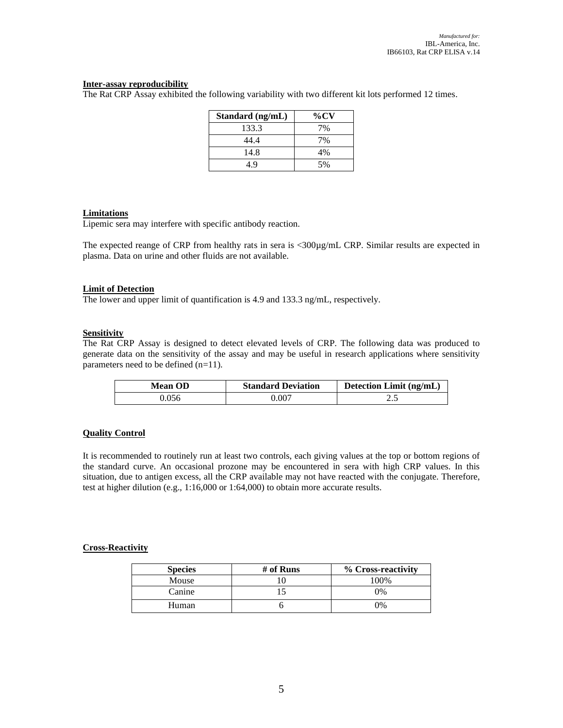**Inter-assay reproducibility**

The Rat CRP Assay exhibited the following variability with two different kit lots performed 12 times.

| Standard (ng/mL) | %CV |
|---|---|
| 133.3 | 7% |
| 44.4 | 7% |
| 14.8 | 4% |
| 4.9 | 5% |

**Limitations**

Lipemic sera may interfere with specific antibody reaction.

The expected reange of CRP from healthy rats in sera is <300µg/mL CRP. Similar results are expected in plasma. Data on urine and other fluids are not available.

**Limit of Detection**

The lower and upper limit of quantification is 4.9 and 133.3 ng/mL, respectively.

**Sensitivity**

The Rat CRP Assay is designed to detect elevated levels of CRP. The following data was produced to generate data on the sensitivity of the assay and may be useful in research applications where sensitivity parameters need to be defined (n=11).

| Mean OD | Standard Deviation | Detection Limit (ng/mL) |
|---|---|---|
| 0.056 | 0.007 | 2.5 |

**Quality Control**

It is recommended to routinely run at least two controls, each giving values at the top or bottom regions of the standard curve. An occasional prozone may be encountered in sera with high CRP values. In this situation, due to antigen excess, all the CRP available may not have reacted with the conjugate. Therefore, test at higher dilution (e.g., 1:16,000 or 1:64,000) to obtain more accurate results.

**Cross-Reactivity**

| Species | # of Runs | % Cross-reactivity |
|---|---|---|
| Mouse | 10 | 100% |
| Canine | 15 | 0% |
| Human | 6 | 0% |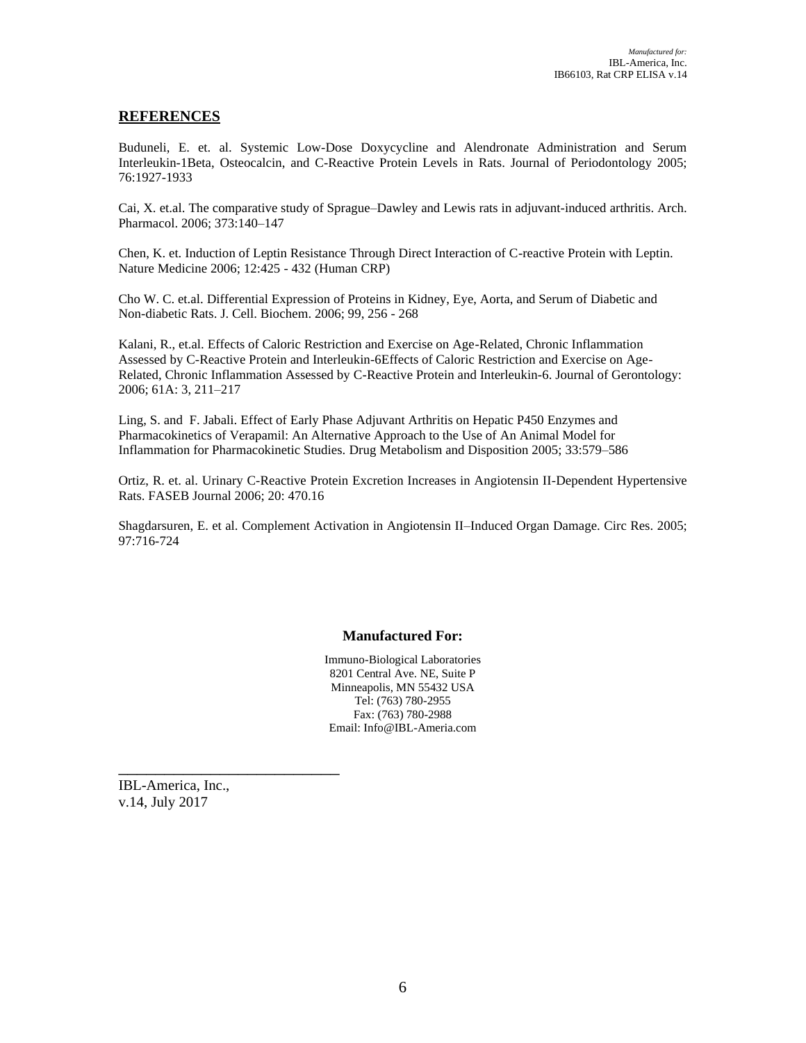## REFERENCES

Buduneli, E. et. al. Systemic Low-Dose Doxycycline and Alendronate Administration and Serum Interleukin-1Beta, Osteocalcin, and C-Reactive Protein Levels in Rats. Journal of Periodontology 2005; 76:1927-1933

Cai, X. et.al. The comparative study of Sprague–Dawley and Lewis rats in adjuvant-induced arthritis. Arch. Pharmacol. 2006; 373:140–147

Chen, K. et. Induction of Leptin Resistance Through Direct Interaction of C-reactive Protein with Leptin. Nature Medicine 2006; 12:425 - 432 (Human CRP)

Cho W. C. et.al. Differential Expression of Proteins in Kidney, Eye, Aorta, and Serum of Diabetic and Non-diabetic Rats. J. Cell. Biochem. 2006; 99, 256 - 268

Kalani, R., et.al. Effects of Caloric Restriction and Exercise on Age-Related, Chronic Inflammation Assessed by C-Reactive Protein and Interleukin-6Effects of Caloric Restriction and Exercise on Age-Related, Chronic Inflammation Assessed by C-Reactive Protein and Interleukin-6. Journal of Gerontology: 2006; 61A: 3, 211–217

Ling, S. and F. Jabali. Effect of Early Phase Adjuvant Arthritis on Hepatic P450 Enzymes and Pharmacokinetics of Verapamil: An Alternative Approach to the Use of An Animal Model for Inflammation for Pharmacokinetic Studies. Drug Metabolism and Disposition 2005; 33:579–586

Ortiz, R. et. al. Urinary C-Reactive Protein Excretion Increases in Angiotensin II-Dependent Hypertensive Rats. FASEB Journal 2006; 20: 470.16

Shagdarsuren, E. et al. Complement Activation in Angiotensin II–Induced Organ Damage. Circ Res. 2005; 97:716-724

**Manufactured For:**

Immuno-Biological Laboratories
8201 Central Ave. NE, Suite P
Minneapolis, MN 55432 USA
Tel: (763) 780-2955
Fax: (763) 780-2988
Email: Info@IBL-Ameria.com

IBL-America, Inc.,
v.14, July 2017